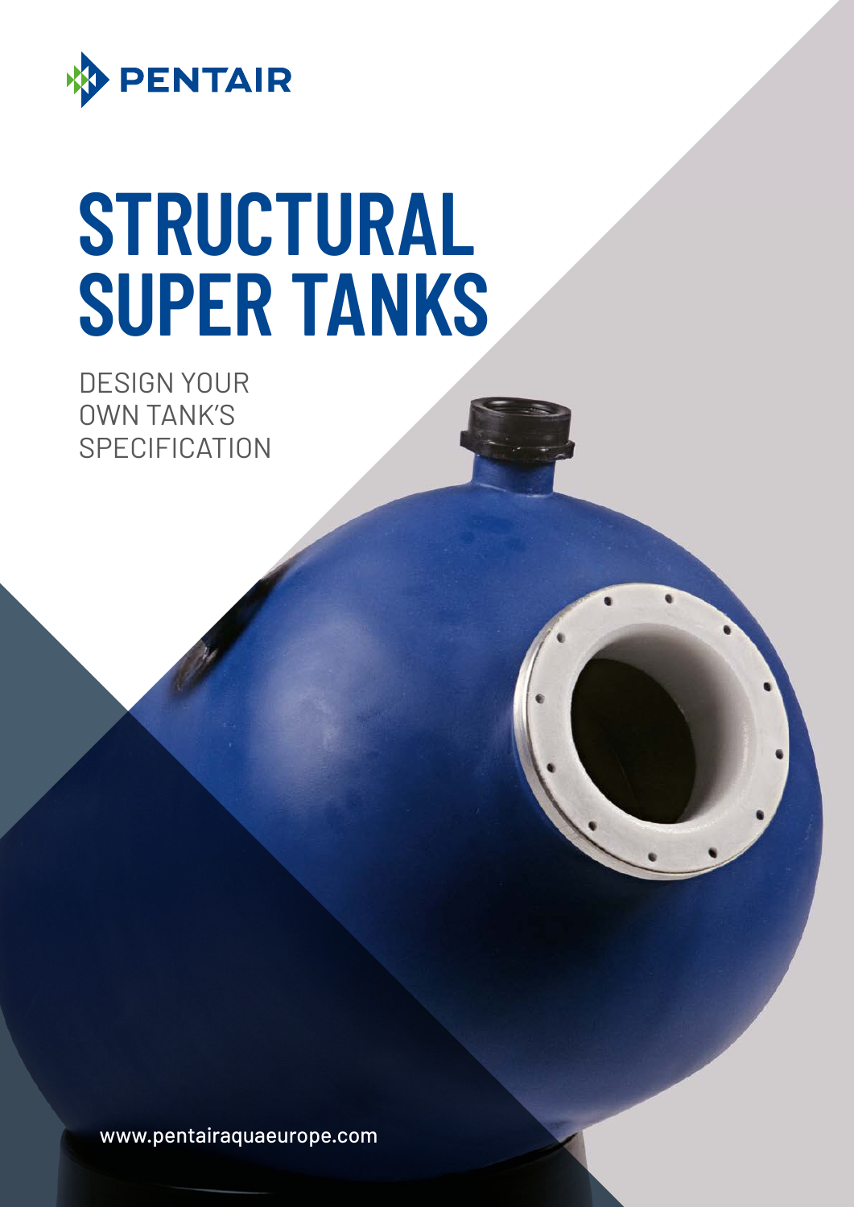PENTAIR

# STRUCTURAL SUPER TANKS

DESIGN YOUR OWN TANK'S SPECIFICATION

www.pentairaquaeurope.com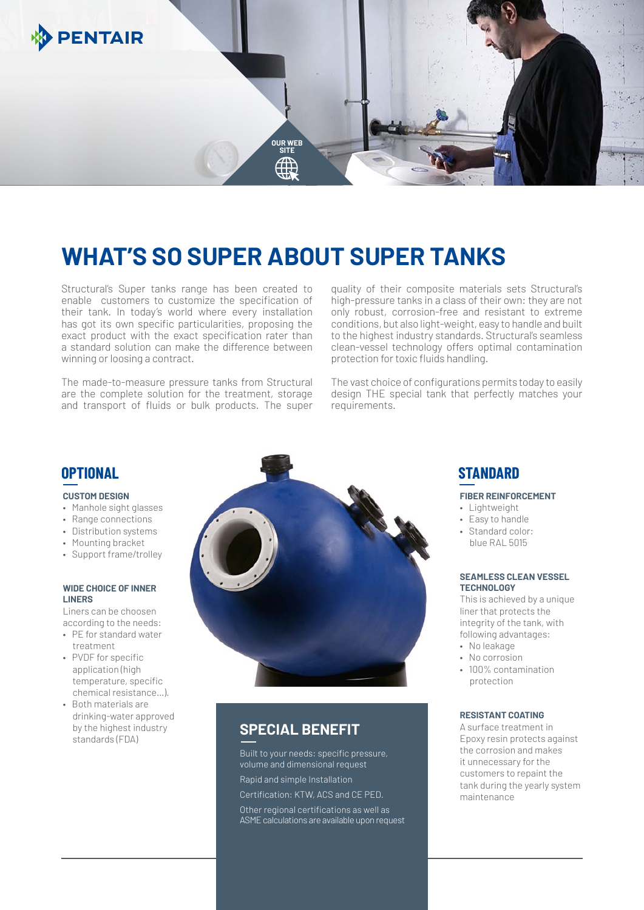# WHAT'S SO SUPER ABOUT SUPER TANKS

Structural's Super tanks range has been created to enable customers to customize the specification of their tank. In today's world where every installation has got its own specific particularities, proposing the exact product with the exact specification rater than a standard solution can make the difference between winning or loosing a contract.

The made-to-measure pressure tanks from Structural are the complete solution for the treatment, storage and transport of fluids or bulk products. The super quality of their composite materials sets Structural's high-pressure tanks in a class of their own: they are not only robust, corrosion-free and resistant to extreme conditions, but also light-weight, easy to handle and built to the highest industry standards. Structural's seamless clean-vessel technology offers optimal contamination protection for toxic fluids handling.

The vast choice of configurations permits today to easily design THE special tank that perfectly matches your requirements.

## OPTIONAL

**CUSTOM DESIGN**

- Manhole sight glasses
- Range connections
- Distribution systems
- Mounting bracket
- Support frame/trolley

**WIDE CHOICE OF INNER LINERS**

Liners can be choosen according to the needs:

- PE for standard water treatment
- PVDF for specific application (high temperature, specific chemical resistance...).
- Both materials are drinking-water approved by the highest industry standards (FDA)

## SPECIAL BENEFIT

Built to your needs: specific pressure, volume and dimensional request

Rapid and simple Installation

Certification: KTW, ACS and CE PED.

Other regional certifications as well as ASME calculations are available upon request

## STANDARD

**FIBER REINFORCEMENT**

- Lightweight
- Easy to handle
- Standard color: blue RAL 5015

**SEAMLESS CLEAN VESSEL TECHNOLOGY**

This is achieved by a unique liner that protects the integrity of the tank, with following advantages:

- No leakage
- No corrosion
- 100% contamination protection

**RESISTANT COATING**

A surface treatment in Epoxy resin protects against the corrosion and makes it unnecessary for the customers to repaint the tank during the yearly system maintenance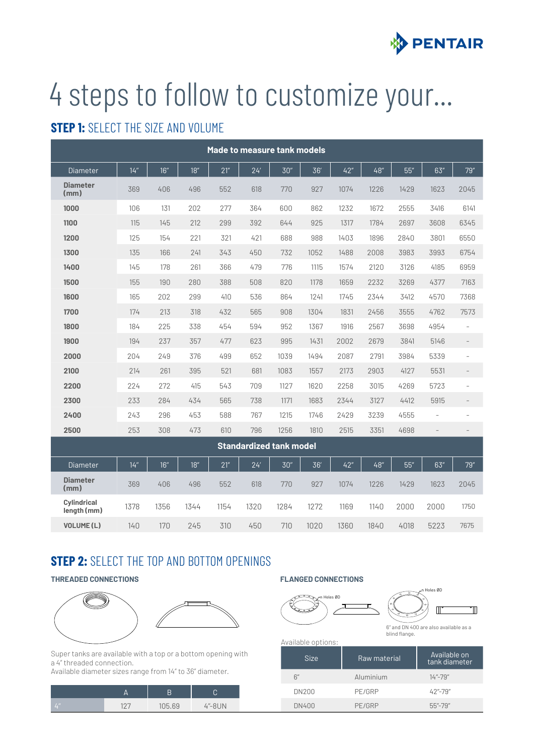# 4 steps to follow to customize your...

## STEP 1: SELECT THE SIZE AND VOLUME

| Made to measure tank models | | | | | | | | | | | | |
|---|---|---|---|---|---|---|---|---|---|---|---|---|
| Diameter | 14" | 16" | 18" | 21" | 24' | 30" | 36' | 42" | 48" | 55" | 63" | 79" |
| **Diameter (mm)** | 369 | 406 | 496 | 552 | 618 | 770 | 927 | 1074 | 1226 | 1429 | 1623 | 2045 |
| **1000** | 106 | 131 | 202 | 277 | 364 | 600 | 862 | 1232 | 1672 | 2555 | 3416 | 6141 |
| **1100** | 115 | 145 | 212 | 299 | 392 | 644 | 925 | 1317 | 1784 | 2697 | 3608 | 6345 |
| **1200** | 125 | 154 | 221 | 321 | 421 | 688 | 988 | 1403 | 1896 | 2840 | 3801 | 6550 |
| **1300** | 135 | 166 | 241 | 343 | 450 | 732 | 1052 | 1488 | 2008 | 3983 | 3993 | 6754 |
| **1400** | 145 | 178 | 261 | 366 | 479 | 776 | 1115 | 1574 | 2120 | 3126 | 4185 | 6959 |
| **1500** | 155 | 190 | 280 | 388 | 508 | 820 | 1178 | 1659 | 2232 | 3269 | 4377 | 7163 |
| **1600** | 165 | 202 | 299 | 410 | 536 | 864 | 1241 | 1745 | 2344 | 3412 | 4570 | 7368 |
| **1700** | 174 | 213 | 318 | 432 | 565 | 908 | 1304 | 1831 | 2456 | 3555 | 4762 | 7573 |
| **1800** | 184 | 225 | 338 | 454 | 594 | 952 | 1367 | 1916 | 2567 | 3698 | 4954 | – |
| **1900** | 194 | 237 | 357 | 477 | 623 | 995 | 1431 | 2002 | 2679 | 3841 | 5146 | – |
| **2000** | 204 | 249 | 376 | 499 | 652 | 1039 | 1494 | 2087 | 2791 | 3984 | 5339 | – |
| **2100** | 214 | 261 | 395 | 521 | 681 | 1083 | 1557 | 2173 | 2903 | 4127 | 5531 | – |
| **2200** | 224 | 272 | 415 | 543 | 709 | 1127 | 1620 | 2258 | 3015 | 4269 | 5723 | – |
| **2300** | 233 | 284 | 434 | 565 | 738 | 1171 | 1683 | 2344 | 3127 | 4412 | 5915 | – |
| **2400** | 243 | 296 | 453 | 588 | 767 | 1215 | 1746 | 2429 | 3239 | 4555 | – | – |
| **2500** | 253 | 308 | 473 | 610 | 796 | 1256 | 1810 | 2515 | 3351 | 4698 | – | – |
| **Standardized tank model** | | | | | | | | | | | | |
| Diameter | 14" | 16" | 18" | 21" | 24' | 30" | 36' | 42" | 48" | 55" | 63" | 79" |
| **Diameter (mm)** | 369 | 406 | 496 | 552 | 618 | 770 | 927 | 1074 | 1226 | 1429 | 1623 | 2045 |
| **Cylindrical length (mm)** | 1378 | 1356 | 1344 | 1154 | 1320 | 1284 | 1272 | 1169 | 1140 | 2000 | 2000 | 1750 |
| **VOLUME (L)** | 140 | 170 | 245 | 310 | 450 | 710 | 1020 | 1360 | 1840 | 4018 | 5223 | 7675 |

## STEP 2: SELECT THE TOP AND BOTTOM OPENINGS

### THREADED CONNECTIONS

Super tanks are available with a top or a bottom opening with a 4" threaded connection.
Available diameter sizes range from 14" to 36" diameter.

| | A | B | C |
|---|---|---|---|
| 4" | 127 | 105.69 | 4"-8UN |

### FLANGED CONNECTIONS

n Holes ØD

n Holes ØD

6" and DN 400 are also available as a blind flange.

Available options:

| Size | Raw material | Available on tank diameter |
|---|---|---|
| 6" | Aluminium | 14"-79" |
| DN200 | PE/GRP | 42"-79" |
| DN400 | PE/GRP | 55"-79" |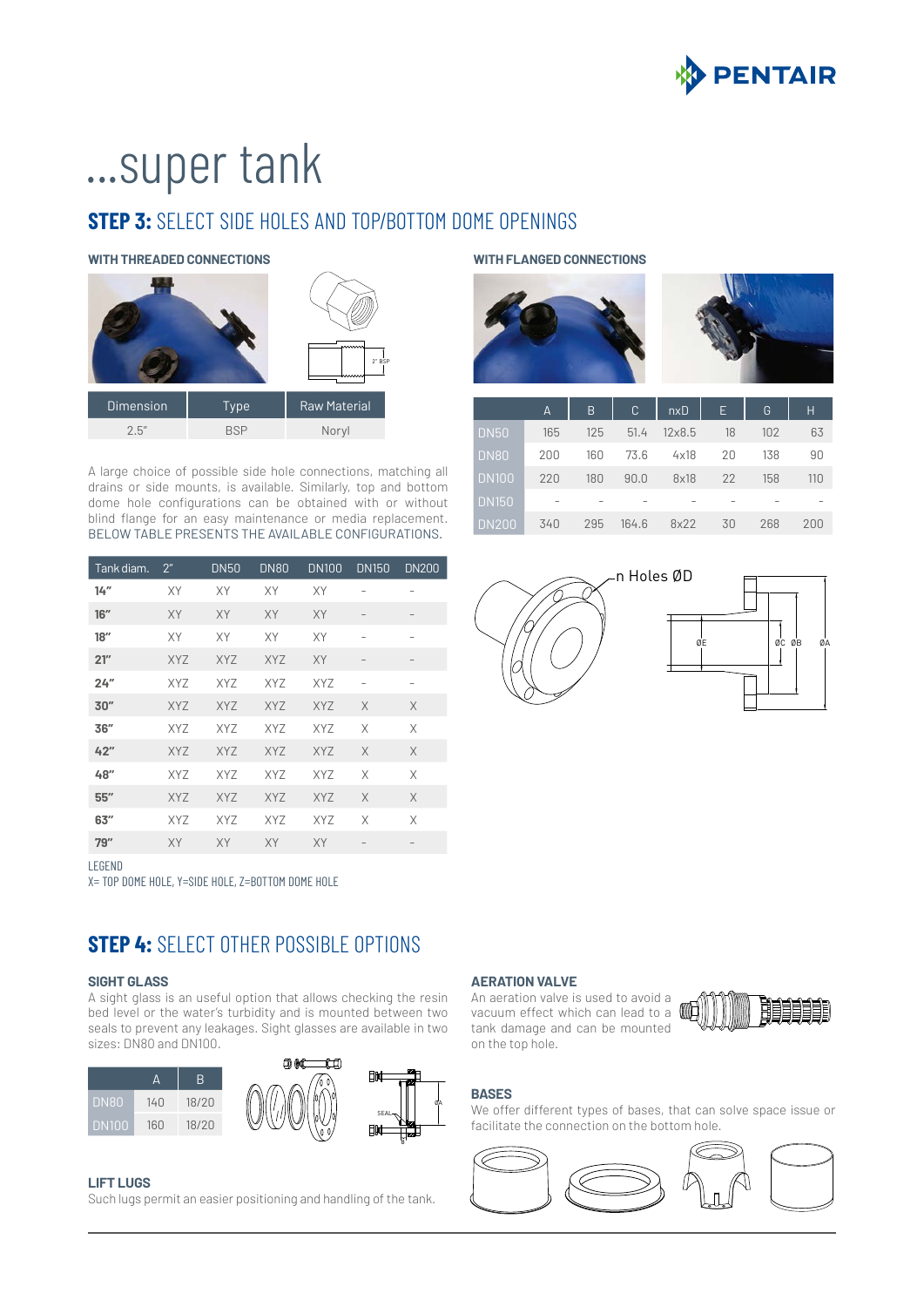# ...super tank

## STEP 3: SELECT SIDE HOLES AND TOP/BOTTOM DOME OPENINGS

### WITH THREADED CONNECTIONS

| Dimension | Type | Raw Material |
|---|---|---|
| 2.5" | BSP | Noryl |

A large choice of possible side hole connections, matching all drains or side mounts, is available. Similarly, top and bottom dome hole configurations can be obtained with or without blind flange for an easy maintenance or media replacement. BELOW TABLE PRESENTS THE AVAILABLE CONFIGURATIONS.

| Tank diam. | 2" | DN50 | DN80 | DN100 | DN150 | DN200 |
|---|---|---|---|---|---|---|
| **14"** | XY | XY | XY | XY | - | - |
| **16"** | XY | XY | XY | XY | - | - |
| **18"** | XY | XY | XY | XY | - | - |
| **21"** | XYZ | XYZ | XYZ | XY | - | - |
| **24"** | XYZ | XYZ | XYZ | XYZ | - | - |
| **30"** | XYZ | XYZ | XYZ | XYZ | X | X |
| **36"** | XYZ | XYZ | XYZ | XYZ | X | X |
| **42"** | XYZ | XYZ | XYZ | XYZ | X | X |
| **48"** | XYZ | XYZ | XYZ | XYZ | X | X |
| **55"** | XYZ | XYZ | XYZ | XYZ | X | X |
| **63"** | XYZ | XYZ | XYZ | XYZ | X | X |
| **79"** | XY | XY | XY | XY | - | - |

LEGEND
X= TOP DOME HOLE, Y=SIDE HOLE, Z=BOTTOM DOME HOLE

### WITH FLANGED CONNECTIONS

| | A | B | C | nxD | E | G | H |
|---|---|---|---|---|---|---|---|
| DN50 | 165 | 125 | 51.4 | 12x8.5 | 18 | 102 | 63 |
| DN80 | 200 | 160 | 73.6 | 4x18 | 20 | 138 | 90 |
| DN100 | 220 | 180 | 90.0 | 8x18 | 22 | 158 | 110 |
| DN150 | - | - | - | - | - | - | - |
| DN200 | 340 | 295 | 164.6 | 8x22 | 30 | 268 | 200 |

n Holes ØD

ØE ØC ØB ØA

## STEP 4: SELECT OTHER POSSIBLE OPTIONS

### SIGHT GLASS

A sight glass is an useful option that allows checking the resin bed level or the water's turbidity and is mounted between two seals to prevent any leakages. Sight glasses are available in two sizes: DN80 and DN100.

| | A | B |
|---|---|---|
| DN80 | 140 | 18/20 |
| DN100 | 160 | 18/20 |

SEAL

### LIFT LUGS

Such lugs permit an easier positioning and handling of the tank.

### AERATION VALVE

An aeration valve is used to avoid a vacuum effect which can lead to a tank damage and can be mounted on the top hole.

### BASES

We offer different types of bases, that can solve space issue or facilitate the connection on the bottom hole.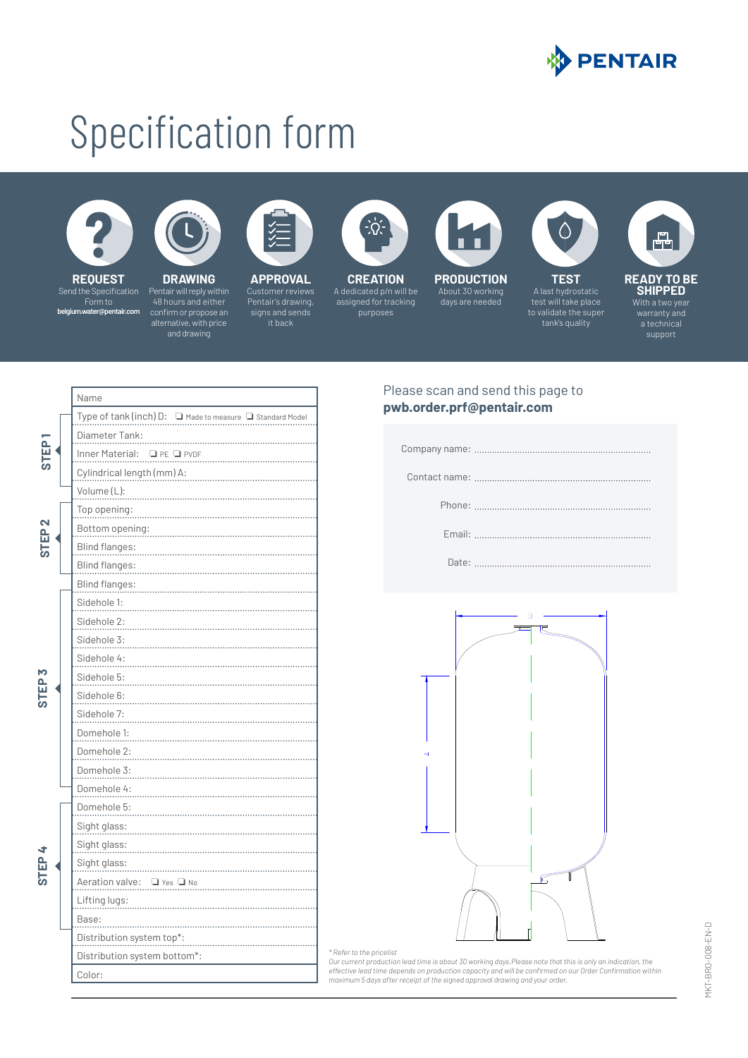# Specification form

**REQUEST**
Send the Specification Form to **belgium.water@pentair.com**

**DRAWING**
Pentair will reply within 48 hours and either confirm or propose an alternative, with price and drawing

**APPROVAL**
Customer reviews Pentair's drawing, signs and sends it back

**CREATION**
A dedicated p/n will be assigned for tracking purposes

**PRODUCTION**
About 30 working days are needed

**TEST**
A last hydrostatic test will take place to validate the super tank's quality

**READY TO BE SHIPPED**
With a two year warranty and a technical support

| Step | Field |
|---|---|
| | Name |
| STEP 1 | Type of tank (inch) D: ❑ Made to measure ❑ Standard Model |
| STEP 1 | Diameter Tank: |
| STEP 1 | Inner Material: ❑ PE ❑ PVDF |
| STEP 1 | Cylindrical length (mm) A: |
| STEP 1 | Volume (L): |
| STEP 2 | Top opening: |
| STEP 2 | Bottom opening: |
| STEP 2 | Blind flanges: |
| STEP 2 | Blind flanges: |
| STEP 3 | Blind flanges: |
| STEP 3 | Sidehole 1: |
| STEP 3 | Sidehole 2: |
| STEP 3 | Sidehole 3: |
| STEP 3 | Sidehole 4: |
| STEP 3 | Sidehole 5: |
| STEP 3 | Sidehole 6: |
| STEP 3 | Sidehole 7: |
| STEP 3 | Domehole 1: |
| STEP 3 | Domehole 2: |
| STEP 3 | Domehole 3: |
| STEP 3 | Domehole 4: |
| STEP 4 | Domehole 5: |
| STEP 4 | Sight glass: |
| STEP 4 | Sight glass: |
| STEP 4 | Sight glass: |
| STEP 4 | Aeration valve: ❑ Yes ❑ No |
| STEP 4 | Lifting lugs: |
| STEP 4 | Base: |
| | Distribution system top*: |
| | Distribution system bottom*: |
| | Color: |

Please scan and send this page to
**pwb.order.prf@pentair.com**

Company name: ..........................................................................

Contact name: ..........................................................................

Phone: ..........................................................................

Email: ..........................................................................

Date: ..........................................................................

*\* Refer to the pricelist*
*Our current production lead time is about 30 working days.Please note that this is only an indication, the effective lead time depends on production capacity and will be confirmed on our Order Confirmation within maximum 5 days after receipt of the signed approval drawing and your order.*

MKT-BRO-008-EN-D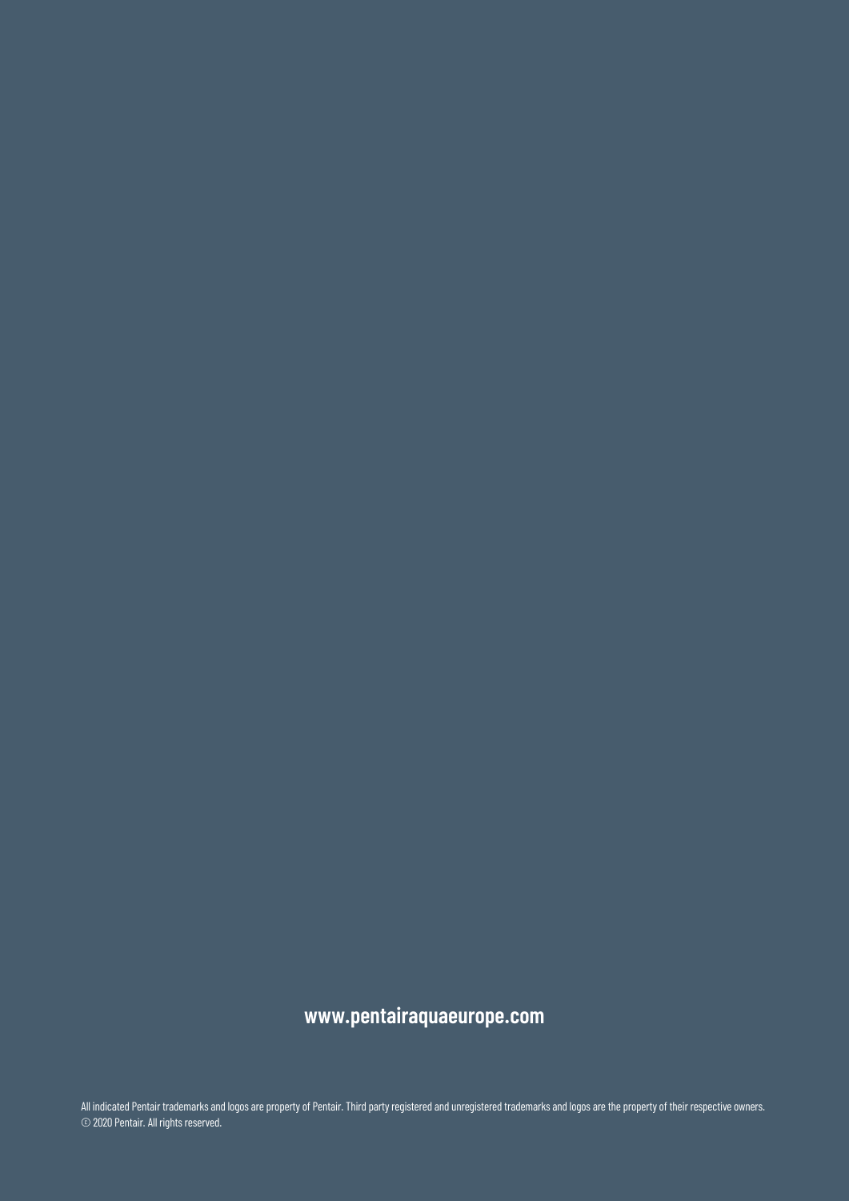**www.pentairaquaeurope.com**

All indicated Pentair trademarks and logos are property of Pentair. Third party registered and unregistered trademarks and logos are the property of their respective owners.
© 2020 Pentair. All rights reserved.